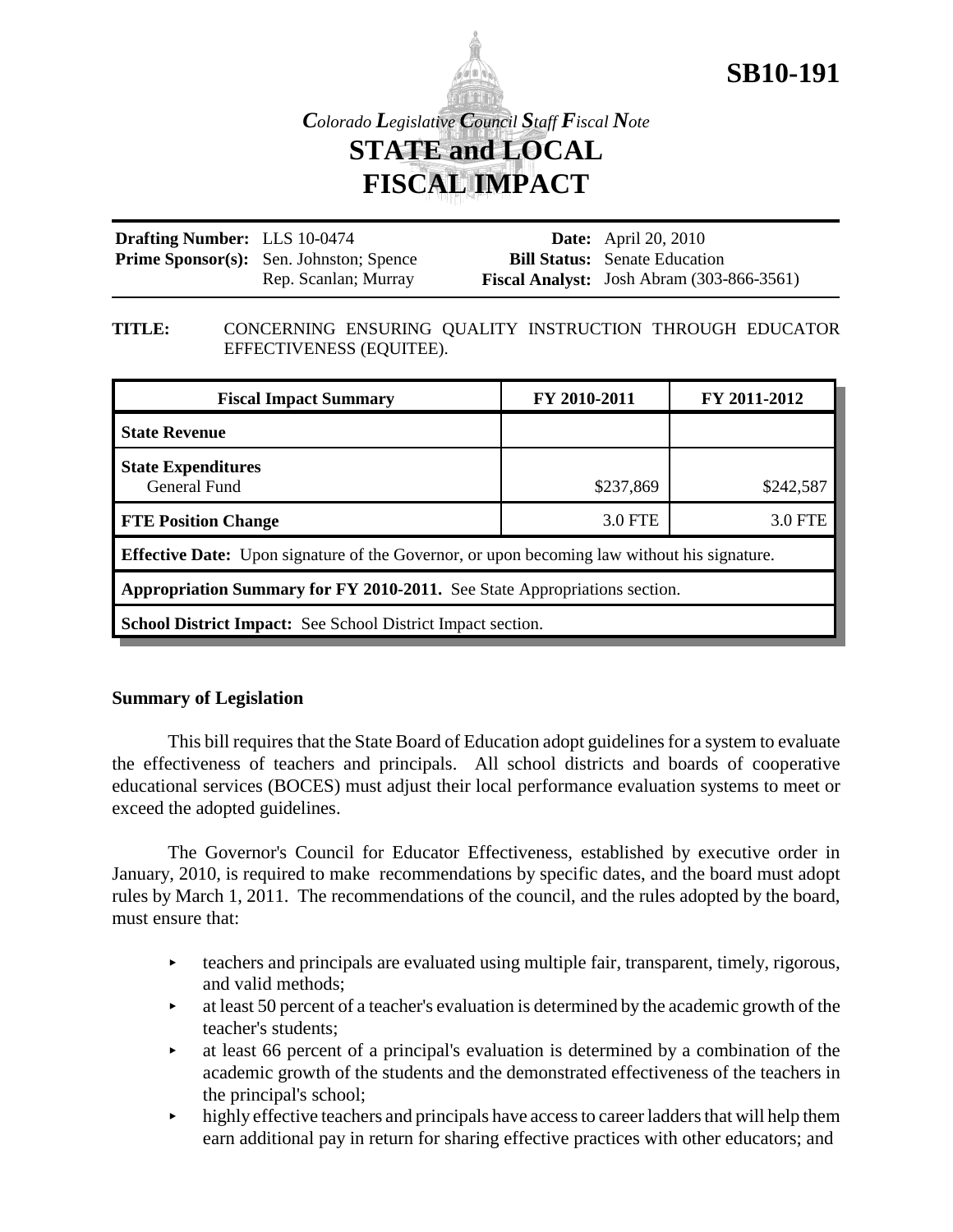**SB10-191**

*Colorado Legislative Council Staff Fiscal Note*

# STATE and LOCAL FISCAL IMPACT

| | | | |
|---|---|---|---|
| **Drafting Number:** | LLS 10-0474 | **Date:** | April 20, 2010 |
| **Prime Sponsor(s):** | Sen. Johnston; Spence<br>Rep. Scanlan; Murray | **Bill Status:** | Senate Education |
| | | **Fiscal Analyst:** | Josh Abram (303-866-3561) |

**TITLE:** CONCERNING ENSURING QUALITY INSTRUCTION THROUGH EDUCATOR EFFECTIVENESS (EQUITEE).

| Fiscal Impact Summary | FY 2010-2011 | FY 2011-2012 |
|---|---|---|
| **State Revenue** | | |
| **State Expenditures**<br>General Fund | $237,869 | $242,587 |
| **FTE Position Change** | 3.0 FTE | 3.0 FTE |
| **Effective Date:** Upon signature of the Governor, or upon becoming law without his signature. | | |
| **Appropriation Summary for FY 2010-2011.** See State Appropriations section. | | |
| **School District Impact:** See School District Impact section. | | |

## Summary of Legislation

This bill requires that the State Board of Education adopt guidelines for a system to evaluate the effectiveness of teachers and principals. All school districts and boards of cooperative educational services (BOCES) must adjust their local performance evaluation systems to meet or exceed the adopted guidelines.

The Governor's Council for Educator Effectiveness, established by executive order in January, 2010, is required to make recommendations by specific dates, and the board must adopt rules by March 1, 2011. The recommendations of the council, and the rules adopted by the board, must ensure that:

- teachers and principals are evaluated using multiple fair, transparent, timely, rigorous, and valid methods;
- at least 50 percent of a teacher's evaluation is determined by the academic growth of the teacher's students;
- at least 66 percent of a principal's evaluation is determined by a combination of the academic growth of the students and the demonstrated effectiveness of the teachers in the principal's school;
- highly effective teachers and principals have access to career ladders that will help them earn additional pay in return for sharing effective practices with other educators; and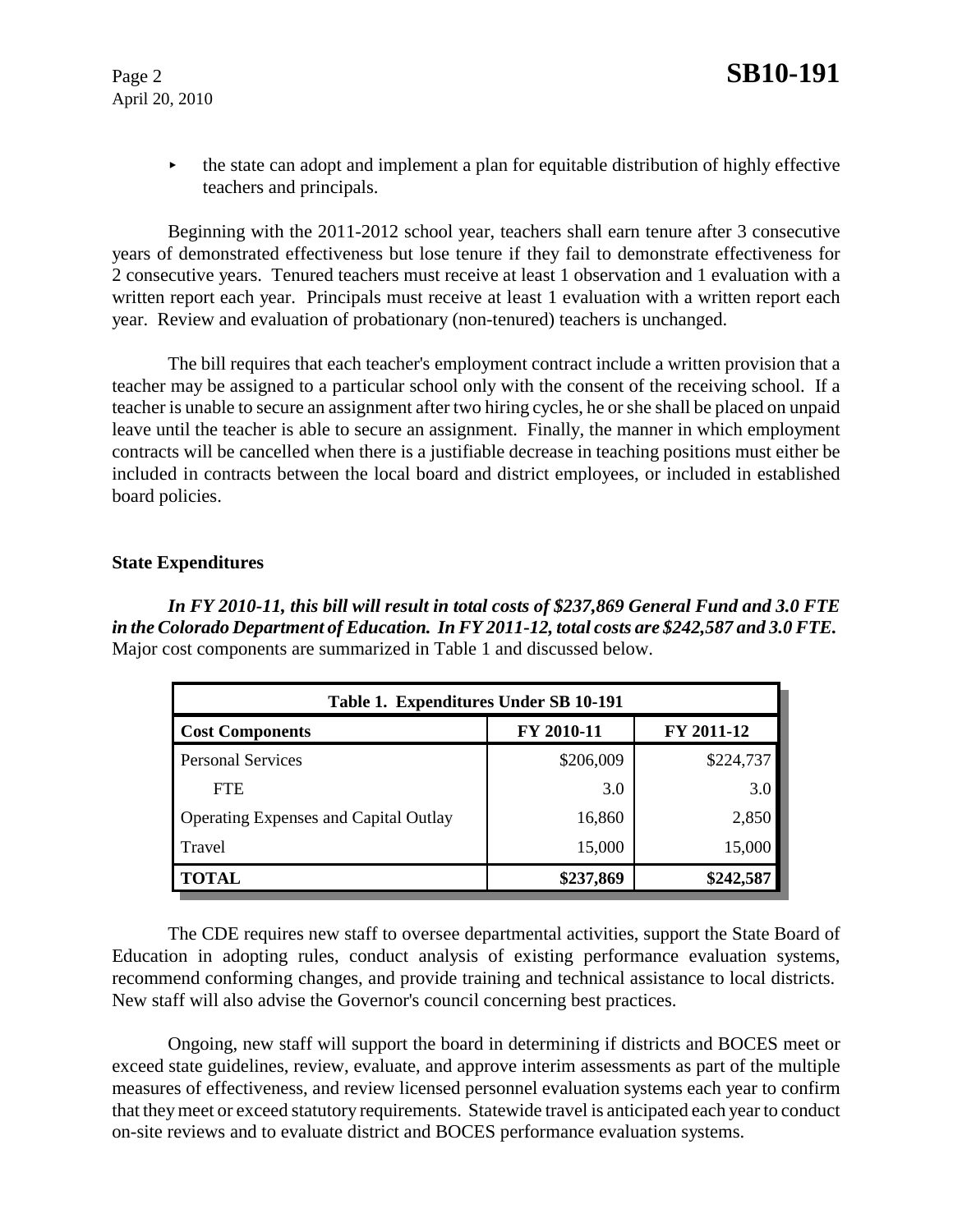- the state can adopt and implement a plan for equitable distribution of highly effective teachers and principals.

Beginning with the 2011-2012 school year, teachers shall earn tenure after 3 consecutive years of demonstrated effectiveness but lose tenure if they fail to demonstrate effectiveness for 2 consecutive years. Tenured teachers must receive at least 1 observation and 1 evaluation with a written report each year. Principals must receive at least 1 evaluation with a written report each year. Review and evaluation of probationary (non-tenured) teachers is unchanged.

The bill requires that each teacher's employment contract include a written provision that a teacher may be assigned to a particular school only with the consent of the receiving school. If a teacher is unable to secure an assignment after two hiring cycles, he or she shall be placed on unpaid leave until the teacher is able to secure an assignment. Finally, the manner in which employment contracts will be cancelled when there is a justifiable decrease in teaching positions must either be included in contracts between the local board and district employees, or included in established board policies.

**State Expenditures**

***In FY 2010-11, this bill will result in total costs of $237,869 General Fund and 3.0 FTE in the Colorado Department of Education. In FY 2011-12, total costs are $242,587 and 3.0 FTE.*** Major cost components are summarized in Table 1 and discussed below.

| Table 1. Expenditures Under SB 10-191 | | |
|---|---|---|
| **Cost Components** | **FY 2010-11** | **FY 2011-12** |
| Personal Services | $206,009 | $224,737 |
| FTE | 3.0 | 3.0 |
| Operating Expenses and Capital Outlay | 16,860 | 2,850 |
| Travel | 15,000 | 15,000 |
| **TOTAL** | **$237,869** | **$242,587** |

The CDE requires new staff to oversee departmental activities, support the State Board of Education in adopting rules, conduct analysis of existing performance evaluation systems, recommend conforming changes, and provide training and technical assistance to local districts. New staff will also advise the Governor's council concerning best practices.

Ongoing, new staff will support the board in determining if districts and BOCES meet or exceed state guidelines, review, evaluate, and approve interim assessments as part of the multiple measures of effectiveness, and review licensed personnel evaluation systems each year to confirm that they meet or exceed statutory requirements. Statewide travel is anticipated each year to conduct on-site reviews and to evaluate district and BOCES performance evaluation systems.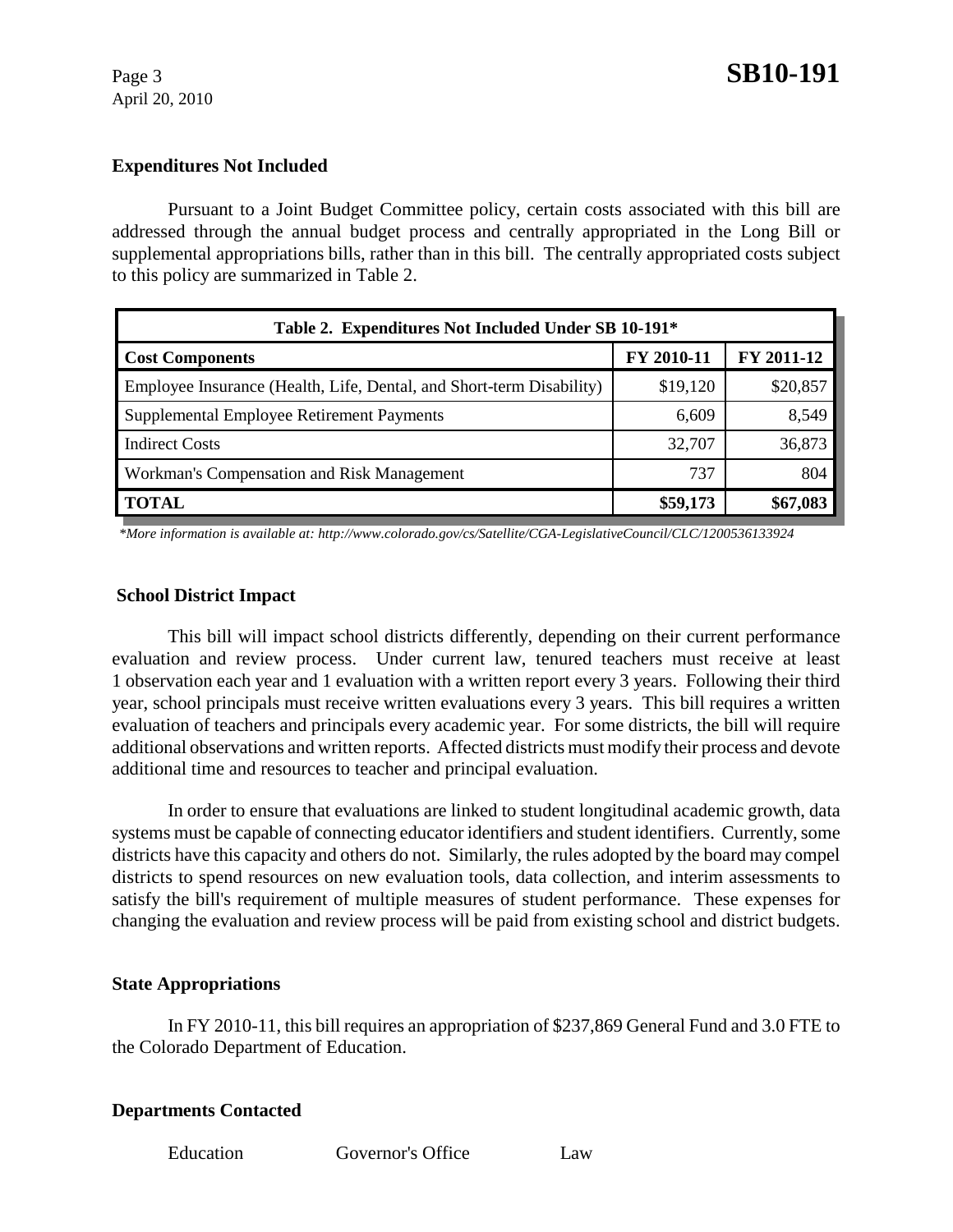## Expenditures Not Included

Pursuant to a Joint Budget Committee policy, certain costs associated with this bill are addressed through the annual budget process and centrally appropriated in the Long Bill or supplemental appropriations bills, rather than in this bill. The centrally appropriated costs subject to this policy are summarized in Table 2.

| Table 2. Expenditures Not Included Under SB 10-191* | | |
|---|---|---|
| **Cost Components** | **FY 2010-11** | **FY 2011-12** |
| Employee Insurance (Health, Life, Dental, and Short-term Disability) | $19,120 | $20,857 |
| Supplemental Employee Retirement Payments | 6,609 | 8,549 |
| Indirect Costs | 32,707 | 36,873 |
| Workman's Compensation and Risk Management | 737 | 804 |
| **TOTAL** | **$59,173** | **$67,083** |

*\*More information is available at: http://www.colorado.gov/cs/Satellite/CGA-LegislativeCouncil/CLC/1200536133924*

## School District Impact

This bill will impact school districts differently, depending on their current performance evaluation and review process. Under current law, tenured teachers must receive at least 1 observation each year and 1 evaluation with a written report every 3 years. Following their third year, school principals must receive written evaluations every 3 years. This bill requires a written evaluation of teachers and principals every academic year. For some districts, the bill will require additional observations and written reports. Affected districts must modify their process and devote additional time and resources to teacher and principal evaluation.

In order to ensure that evaluations are linked to student longitudinal academic growth, data systems must be capable of connecting educator identifiers and student identifiers. Currently, some districts have this capacity and others do not. Similarly, the rules adopted by the board may compel districts to spend resources on new evaluation tools, data collection, and interim assessments to satisfy the bill's requirement of multiple measures of student performance. These expenses for changing the evaluation and review process will be paid from existing school and district budgets.

## State Appropriations

In FY 2010-11, this bill requires an appropriation of $237,869 General Fund and 3.0 FTE to the Colorado Department of Education.

## Departments Contacted

Education    Governor's Office    Law